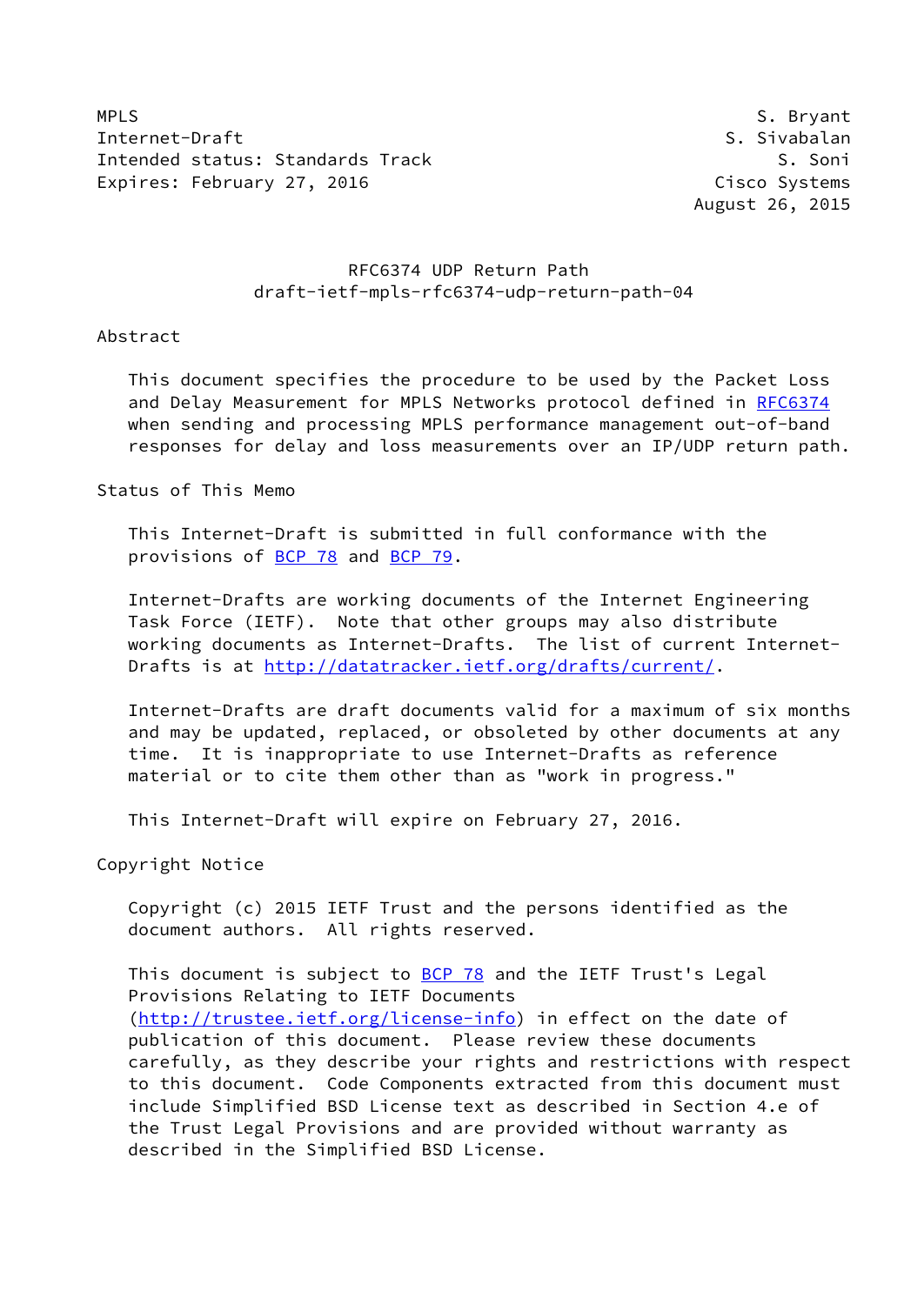MPLS S. Bryant
Internet-Draft S. Sivabalan
Intended status: Standards Track S. Soni
Expires: February 27, 2016 Cisco Systems
August 26, 2015

# RFC6374 UDP Return Path
draft-ietf-mpls-rfc6374-udp-return-path-04

## Abstract

This document specifies the procedure to be used by the Packet Loss and Delay Measurement for MPLS Networks protocol defined in RFC6374 when sending and processing MPLS performance management out-of-band responses for delay and loss measurements over an IP/UDP return path.

## Status of This Memo

This Internet-Draft is submitted in full conformance with the provisions of BCP 78 and BCP 79.

Internet-Drafts are working documents of the Internet Engineering Task Force (IETF). Note that other groups may also distribute working documents as Internet-Drafts. The list of current Internet-Drafts is at http://datatracker.ietf.org/drafts/current/.

Internet-Drafts are draft documents valid for a maximum of six months and may be updated, replaced, or obsoleted by other documents at any time. It is inappropriate to use Internet-Drafts as reference material or to cite them other than as "work in progress."

This Internet-Draft will expire on February 27, 2016.

## Copyright Notice

Copyright (c) 2015 IETF Trust and the persons identified as the document authors. All rights reserved.

This document is subject to BCP 78 and the IETF Trust's Legal Provisions Relating to IETF Documents (http://trustee.ietf.org/license-info) in effect on the date of publication of this document. Please review these documents carefully, as they describe your rights and restrictions with respect to this document. Code Components extracted from this document must include Simplified BSD License text as described in Section 4.e of the Trust Legal Provisions and are provided without warranty as described in the Simplified BSD License.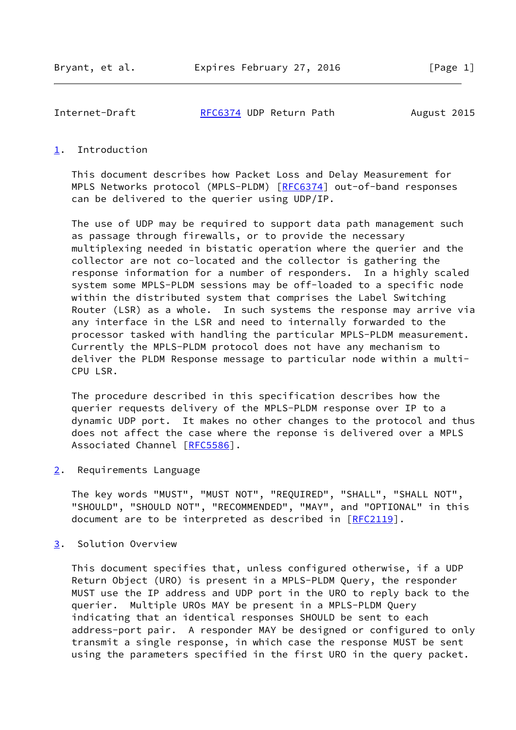## 1. Introduction

This document describes how Packet Loss and Delay Measurement for MPLS Networks protocol (MPLS-PLDM) [RFC6374] out-of-band responses can be delivered to the querier using UDP/IP.

The use of UDP may be required to support data path management such as passage through firewalls, or to provide the necessary multiplexing needed in bistatic operation where the querier and the collector are not co-located and the collector is gathering the response information for a number of responders. In a highly scaled system some MPLS-PLDM sessions may be off-loaded to a specific node within the distributed system that comprises the Label Switching Router (LSR) as a whole. In such systems the response may arrive via any interface in the LSR and need to internally forwarded to the processor tasked with handling the particular MPLS-PLDM measurement. Currently the MPLS-PLDM protocol does not have any mechanism to deliver the PLDM Response message to particular node within a multi-CPU LSR.

The procedure described in this specification describes how the querier requests delivery of the MPLS-PLDM response over IP to a dynamic UDP port. It makes no other changes to the protocol and thus does not affect the case where the reponse is delivered over a MPLS Associated Channel [RFC5586].

## 2. Requirements Language

The key words "MUST", "MUST NOT", "REQUIRED", "SHALL", "SHALL NOT", "SHOULD", "SHOULD NOT", "RECOMMENDED", "MAY", and "OPTIONAL" in this document are to be interpreted as described in [RFC2119].

## 3. Solution Overview

This document specifies that, unless configured otherwise, if a UDP Return Object (URO) is present in a MPLS-PLDM Query, the responder MUST use the IP address and UDP port in the URO to reply back to the querier. Multiple UROs MAY be present in a MPLS-PLDM Query indicating that an identical responses SHOULD be sent to each address-port pair. A responder MAY be designed or configured to only transmit a single response, in which case the response MUST be sent using the parameters specified in the first URO in the query packet.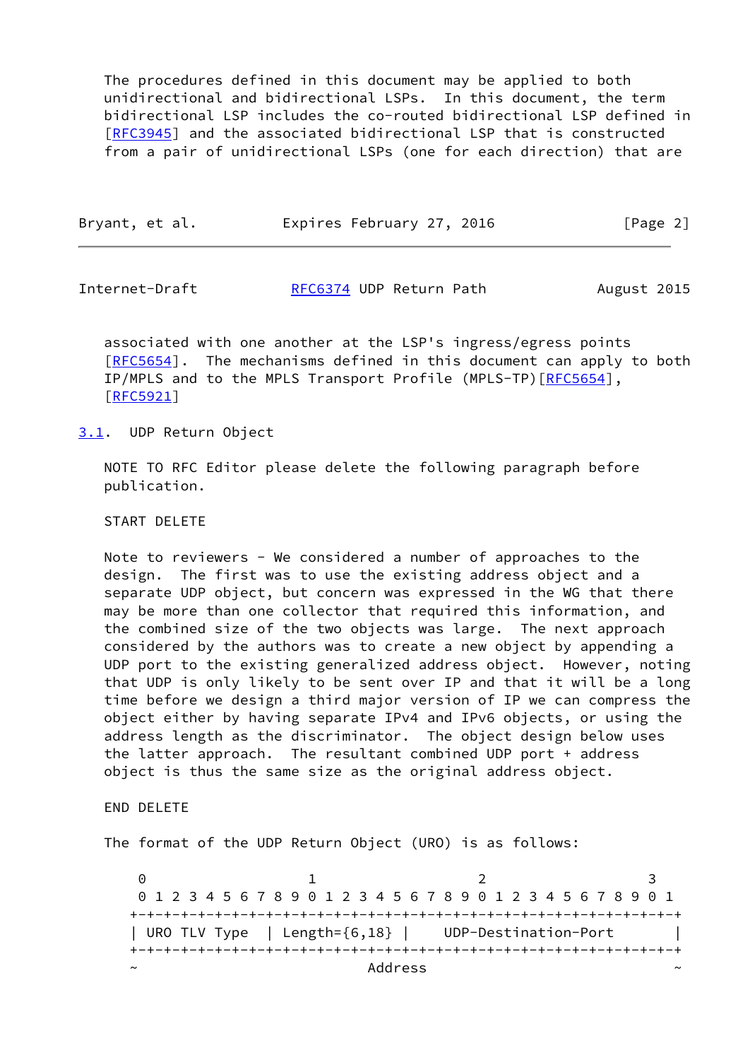The procedures defined in this document may be applied to both unidirectional and bidirectional LSPs. In this document, the term bidirectional LSP includes the co-routed bidirectional LSP defined in [RFC3945] and the associated bidirectional LSP that is constructed from a pair of unidirectional LSPs (one for each direction) that are associated with one another at the LSP's ingress/egress points [RFC5654]. The mechanisms defined in this document can apply to both IP/MPLS and to the MPLS Transport Profile (MPLS-TP)[RFC5654], [RFC5921]

## 3.1. UDP Return Object

NOTE TO RFC Editor please delete the following paragraph before publication.

START DELETE

Note to reviewers - We considered a number of approaches to the design. The first was to use the existing address object and a separate UDP object, but concern was expressed in the WG that there may be more than one collector that required this information, and the combined size of the two objects was large. The next approach considered by the authors was to create a new object by appending a UDP port to the existing generalized address object. However, noting that UDP is only likely to be sent over IP and that it will be a long time before we design a third major version of IP we can compress the object either by having separate IPv4 and IPv6 objects, or using the address length as the discriminator. The object design below uses the latter approach. The resultant combined UDP port + address object is thus the same size as the original address object.

END DELETE

The format of the UDP Return Object (URO) is as follows:

```
 0                   1                   2                   3
 0 1 2 3 4 5 6 7 8 9 0 1 2 3 4 5 6 7 8 9 0 1 2 3 4 5 6 7 8 9 0 1
+-+-+-+-+-+-+-+-+-+-+-+-+-+-+-+-+-+-+-+-+-+-+-+-+-+-+-+-+-+-+-+-+
| URO TLV Type  | Length={6,18} |    UDP-Destination-Port       |
+-+-+-+-+-+-+-+-+-+-+-+-+-+-+-+-+-+-+-+-+-+-+-+-+-+-+-+-+-+-+-+-+
~                            Address                            ~
```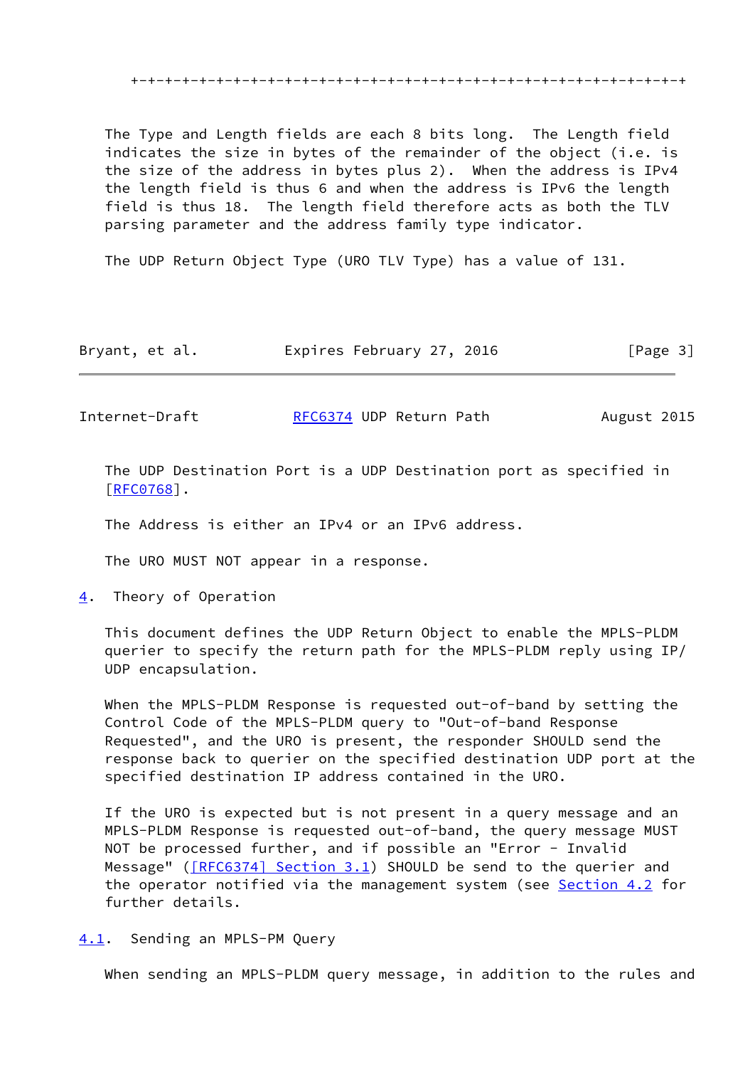```
   +-+-+-+-+-+-+-+-+-+-+-+-+-+-+-+-+-+-+-+-+-+-+-+-+-+-+-+-+-+-+-+-+
```

The Type and Length fields are each 8 bits long. The Length field indicates the size in bytes of the remainder of the object (i.e. is the size of the address in bytes plus 2). When the address is IPv4 the length field is thus 6 and when the address is IPv6 the length field is thus 18. The length field therefore acts as both the TLV parsing parameter and the address family type indicator.

The UDP Return Object Type (URO TLV Type) has a value of 131.

The UDP Destination Port is a UDP Destination port as specified in [RFC0768].

The Address is either an IPv4 or an IPv6 address.

The URO MUST NOT appear in a response.

## 4. Theory of Operation

This document defines the UDP Return Object to enable the MPLS-PLDM querier to specify the return path for the MPLS-PLDM reply using IP/UDP encapsulation.

When the MPLS-PLDM Response is requested out-of-band by setting the Control Code of the MPLS-PLDM query to "Out-of-band Response Requested", and the URO is present, the responder SHOULD send the response back to querier on the specified destination UDP port at the specified destination IP address contained in the URO.

If the URO is expected but is not present in a query message and an MPLS-PLDM Response is requested out-of-band, the query message MUST NOT be processed further, and if possible an "Error - Invalid Message" ([RFC6374] Section 3.1) SHOULD be send to the querier and the operator notified via the management system (see Section 4.2 for further details.

### 4.1. Sending an MPLS-PM Query

When sending an MPLS-PLDM query message, in addition to the rules and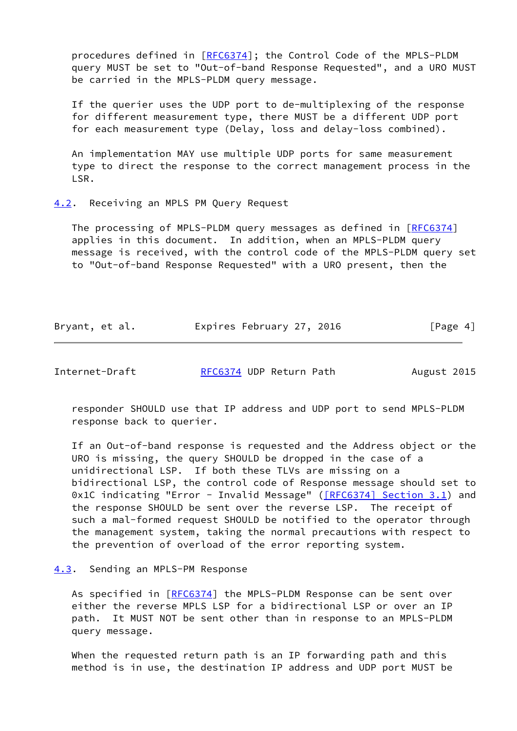procedures defined in [RFC6374]; the Control Code of the MPLS-PLDM query MUST be set to "Out-of-band Response Requested", and a URO MUST be carried in the MPLS-PLDM query message.

If the querier uses the UDP port to de-multiplexing of the response for different measurement type, there MUST be a different UDP port for each measurement type (Delay, loss and delay-loss combined).

An implementation MAY use multiple UDP ports for same measurement type to direct the response to the correct management process in the LSR.

### 4.2. Receiving an MPLS PM Query Request

The processing of MPLS-PLDM query messages as defined in [RFC6374] applies in this document. In addition, when an MPLS-PLDM query message is received, with the control code of the MPLS-PLDM query set to "Out-of-band Response Requested" with a URO present, then the responder SHOULD use that IP address and UDP port to send MPLS-PLDM response back to querier.

If an Out-of-band response is requested and the Address object or the URO is missing, the query SHOULD be dropped in the case of a unidirectional LSP. If both these TLVs are missing on a bidirectional LSP, the control code of Response message should set to 0x1C indicating "Error - Invalid Message" ([RFC6374] Section 3.1) and the response SHOULD be sent over the reverse LSP. The receipt of such a mal-formed request SHOULD be notified to the operator through the management system, taking the normal precautions with respect to the prevention of overload of the error reporting system.

### 4.3. Sending an MPLS-PM Response

As specified in [RFC6374] the MPLS-PLDM Response can be sent over either the reverse MPLS LSP for a bidirectional LSP or over an IP path. It MUST NOT be sent other than in response to an MPLS-PLDM query message.

When the requested return path is an IP forwarding path and this method is in use, the destination IP address and UDP port MUST be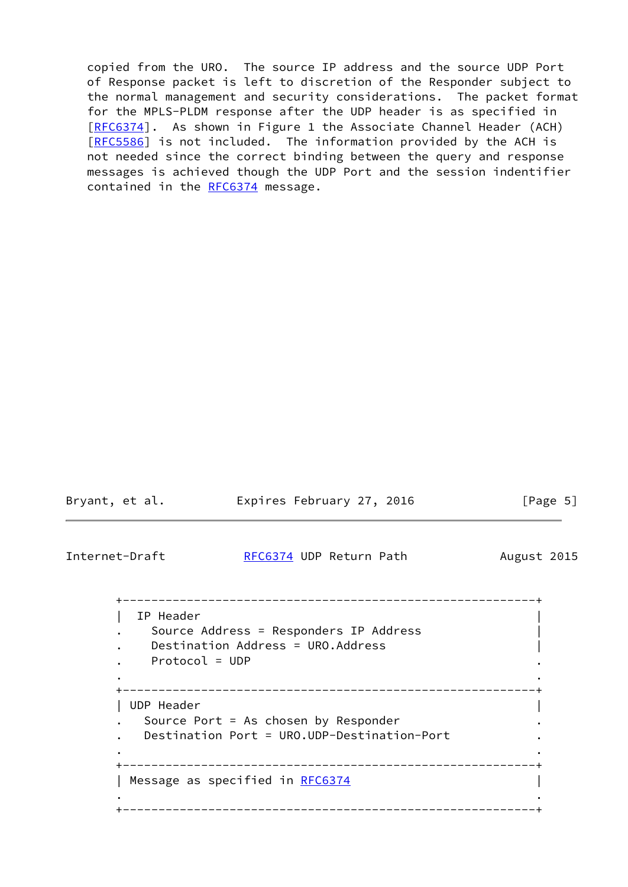copied from the URO. The source IP address and the source UDP Port of Response packet is left to discretion of the Responder subject to the normal management and security considerations. The packet format for the MPLS-PLDM response after the UDP header is as specified in [RFC6374]. As shown in Figure 1 the Associate Channel Header (ACH) [RFC5586] is not included. The information provided by the ACH is not needed since the correct binding between the query and response messages is achieved though the UDP Port and the session indentifier contained in the RFC6374 message.

```
+-----------------------------------------------------------+
|  IP Header                                                |
.    Source Address = Responders IP Address                 |
.    Destination Address = URO.Address                      |
.    Protocol = UDP                                         .
.                                                           .
+-----------------------------------------------------------+
| UDP Header                                                |
.   Source Port = As chosen by Responder                    .
.   Destination Port = URO.UDP-Destination-Port             .
.                                                           .
+-----------------------------------------------------------+
| Message as specified in RFC6374                           |
.                                                           .
+-----------------------------------------------------------+
```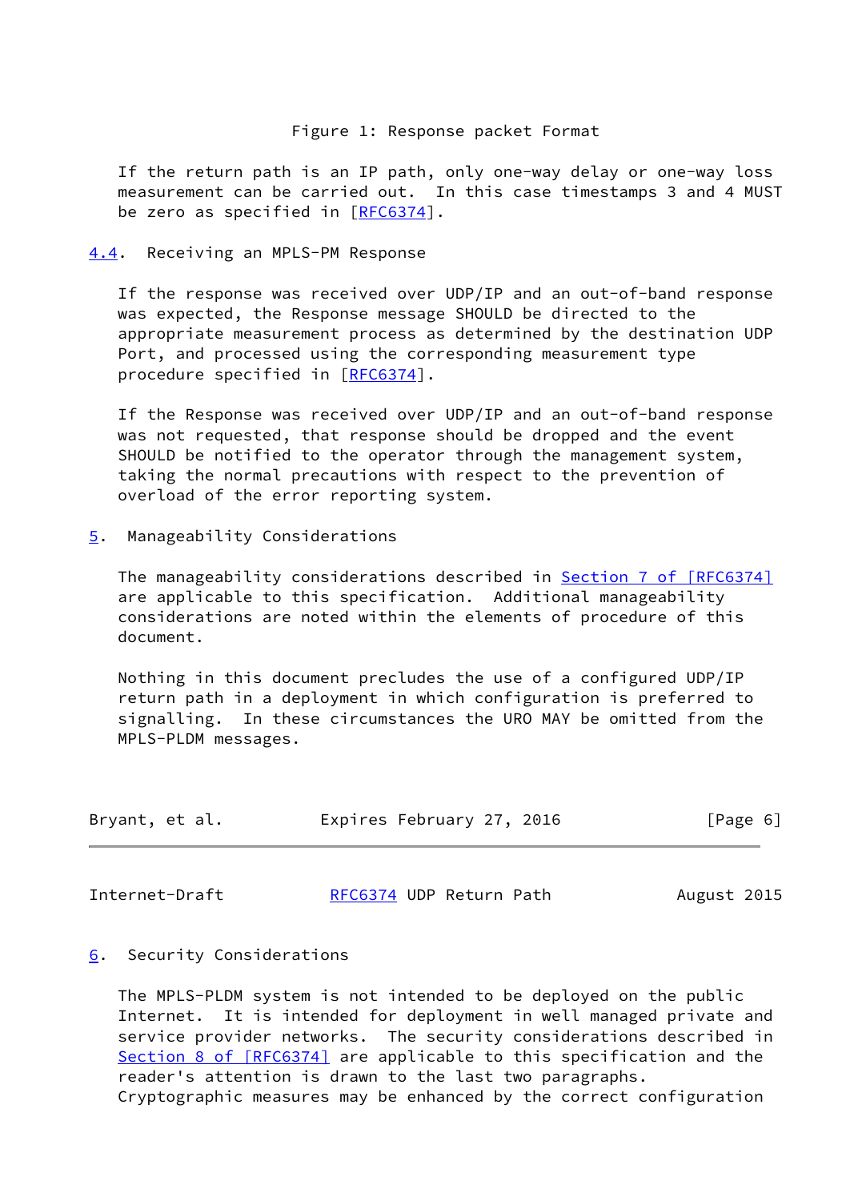Figure 1: Response packet Format

If the return path is an IP path, only one-way delay or one-way loss measurement can be carried out. In this case timestamps 3 and 4 MUST be zero as specified in [RFC6374].

### 4.4. Receiving an MPLS-PM Response

If the response was received over UDP/IP and an out-of-band response was expected, the Response message SHOULD be directed to the appropriate measurement process as determined by the destination UDP Port, and processed using the corresponding measurement type procedure specified in [RFC6374].

If the Response was received over UDP/IP and an out-of-band response was not requested, that response should be dropped and the event SHOULD be notified to the operator through the management system, taking the normal precautions with respect to the prevention of overload of the error reporting system.

## 5. Manageability Considerations

The manageability considerations described in Section 7 of [RFC6374] are applicable to this specification. Additional manageability considerations are noted within the elements of procedure of this document.

Nothing in this document precludes the use of a configured UDP/IP return path in a deployment in which configuration is preferred to signalling. In these circumstances the URO MAY be omitted from the MPLS-PLDM messages.

## 6. Security Considerations

The MPLS-PLDM system is not intended to be deployed on the public Internet. It is intended for deployment in well managed private and service provider networks. The security considerations described in Section 8 of [RFC6374] are applicable to this specification and the reader's attention is drawn to the last two paragraphs. Cryptographic measures may be enhanced by the correct configuration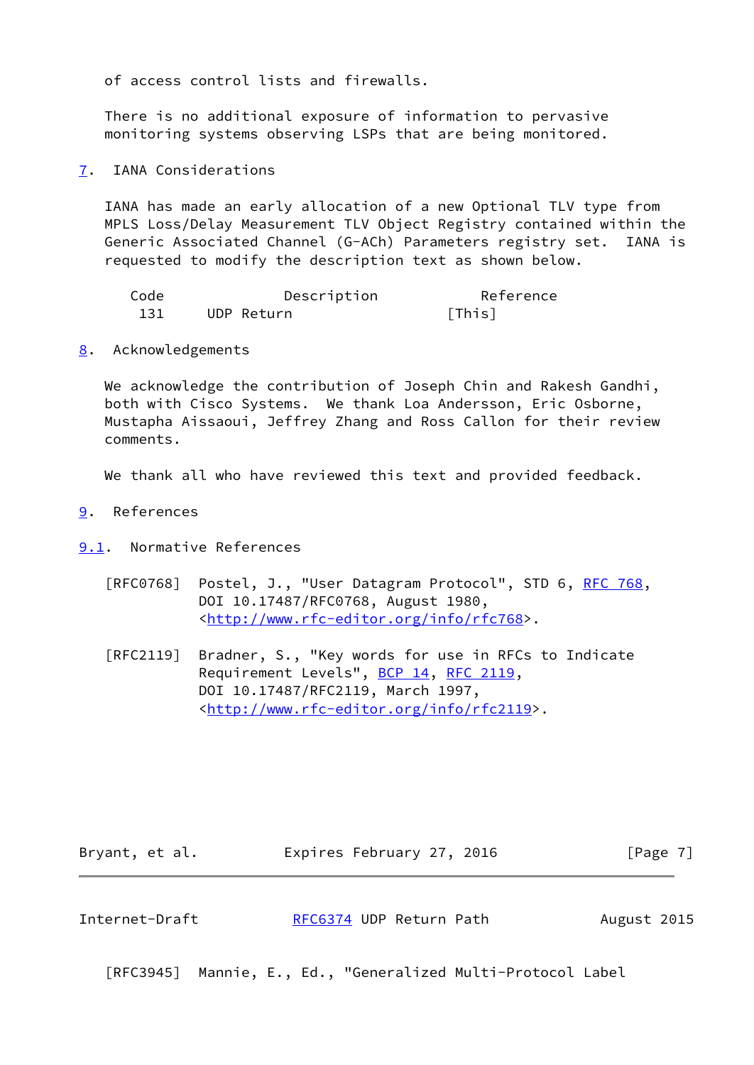of access control lists and firewalls.

There is no additional exposure of information to pervasive monitoring systems observing LSPs that are being monitored.

## 7. IANA Considerations

IANA has made an early allocation of a new Optional TLV type from MPLS Loss/Delay Measurement TLV Object Registry contained within the Generic Associated Channel (G-ACh) Parameters registry set. IANA is requested to modify the description text as shown below.

| Code | Description | Reference |
|---|---|---|
| 131 | UDP Return | [This] |

## 8. Acknowledgements

We acknowledge the contribution of Joseph Chin and Rakesh Gandhi, both with Cisco Systems. We thank Loa Andersson, Eric Osborne, Mustapha Aissaoui, Jeffrey Zhang and Ross Callon for their review comments.

We thank all who have reviewed this text and provided feedback.

## 9. References

### 9.1. Normative References

[RFC0768] Postel, J., "User Datagram Protocol", STD 6, RFC 768, DOI 10.17487/RFC0768, August 1980, <http://www.rfc-editor.org/info/rfc768>.

[RFC2119] Bradner, S., "Key words for use in RFCs to Indicate Requirement Levels", BCP 14, RFC 2119, DOI 10.17487/RFC2119, March 1997, <http://www.rfc-editor.org/info/rfc2119>.

[RFC3945] Mannie, E., Ed., "Generalized Multi-Protocol Label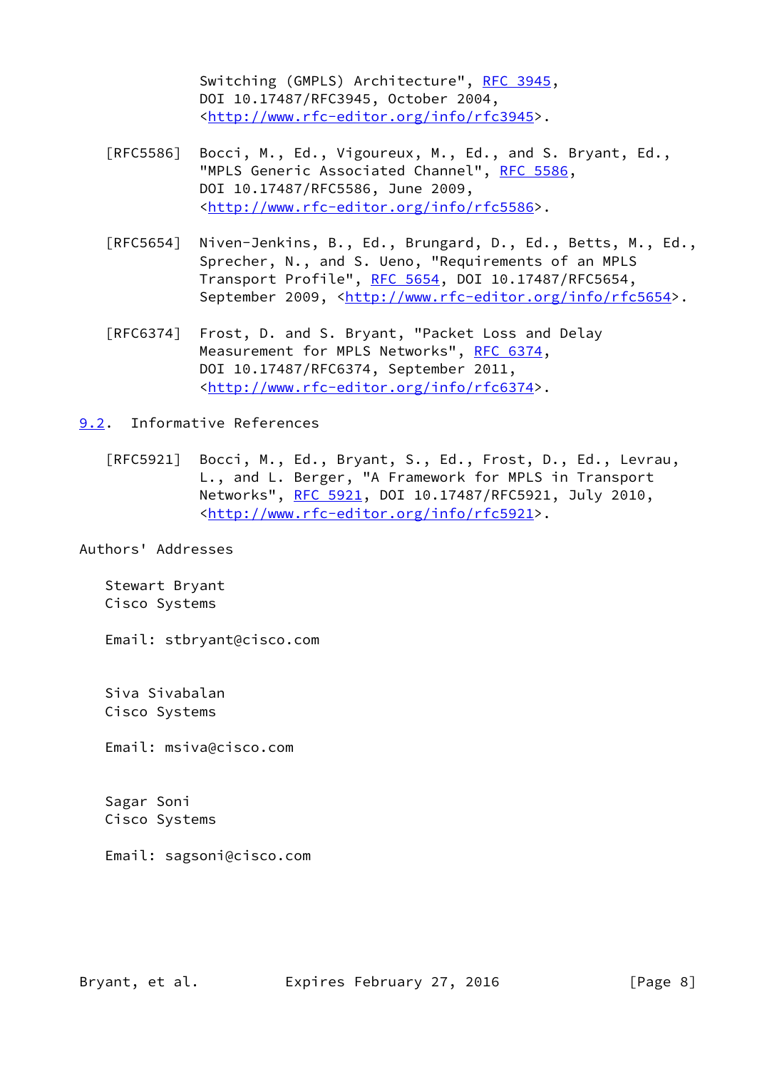Switching (GMPLS) Architecture", RFC 3945, DOI 10.17487/RFC3945, October 2004, <http://www.rfc-editor.org/info/rfc3945>.

[RFC5586] Bocci, M., Ed., Vigoureux, M., Ed., and S. Bryant, Ed., "MPLS Generic Associated Channel", RFC 5586, DOI 10.17487/RFC5586, June 2009, <http://www.rfc-editor.org/info/rfc5586>.

[RFC5654] Niven-Jenkins, B., Ed., Brungard, D., Ed., Betts, M., Ed., Sprecher, N., and S. Ueno, "Requirements of an MPLS Transport Profile", RFC 5654, DOI 10.17487/RFC5654, September 2009, <http://www.rfc-editor.org/info/rfc5654>.

[RFC6374] Frost, D. and S. Bryant, "Packet Loss and Delay Measurement for MPLS Networks", RFC 6374, DOI 10.17487/RFC6374, September 2011, <http://www.rfc-editor.org/info/rfc6374>.

### 9.2. Informative References

[RFC5921] Bocci, M., Ed., Bryant, S., Ed., Frost, D., Ed., Levrau, L., and L. Berger, "A Framework for MPLS in Transport Networks", RFC 5921, DOI 10.17487/RFC5921, July 2010, <http://www.rfc-editor.org/info/rfc5921>.

## Authors' Addresses

Stewart Bryant
Cisco Systems

Email: stbryant@cisco.com

Siva Sivabalan
Cisco Systems

Email: msiva@cisco.com

Sagar Soni
Cisco Systems

Email: sagsoni@cisco.com